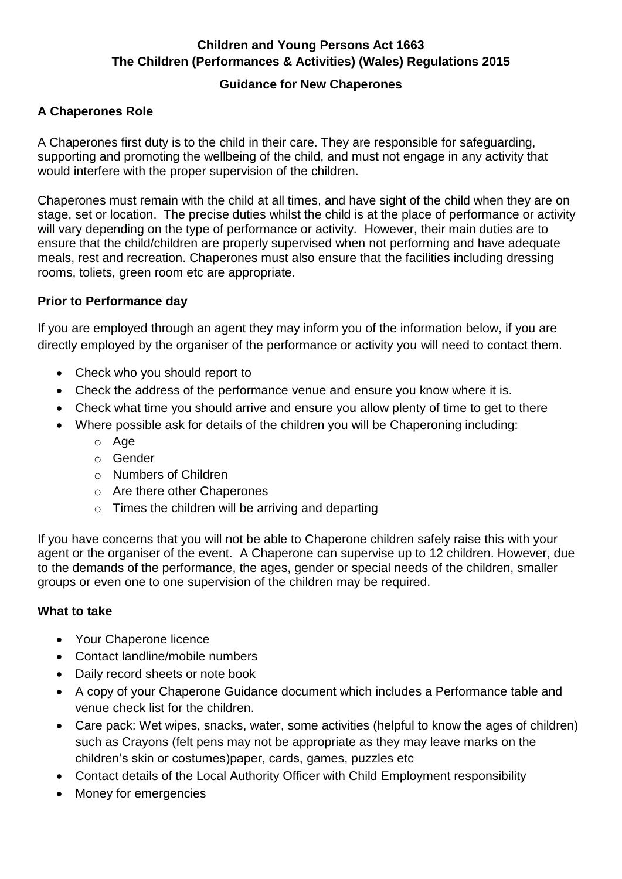**Children and Young Persons Act 1663**
**The Children (Performances & Activities) (Wales) Regulations 2015**

**Guidance for New Chaperones**

## A Chaperones Role

A Chaperones first duty is to the child in their care. They are responsible for safeguarding, supporting and promoting the wellbeing of the child, and must not engage in any activity that would interfere with the proper supervision of the children.

Chaperones must remain with the child at all times, and have sight of the child when they are on stage, set or location. The precise duties whilst the child is at the place of performance or activity will vary depending on the type of performance or activity. However, their main duties are to ensure that the child/children are properly supervised when not performing and have adequate meals, rest and recreation. Chaperones must also ensure that the facilities including dressing rooms, toliets, green room etc are appropriate.

## Prior to Performance day

If you are employed through an agent they may inform you of the information below, if you are directly employed by the organiser of the performance or activity you will need to contact them.

- Check who you should report to
- Check the address of the performance venue and ensure you know where it is.
- Check what time you should arrive and ensure you allow plenty of time to get to there
- Where possible ask for details of the children you will be Chaperoning including:
  - Age
  - Gender
  - Numbers of Children
  - Are there other Chaperones
  - Times the children will be arriving and departing

If you have concerns that you will not be able to Chaperone children safely raise this with your agent or the organiser of the event. A Chaperone can supervise up to 12 children. However, due to the demands of the performance, the ages, gender or special needs of the children, smaller groups or even one to one supervision of the children may be required.

## What to take

- Your Chaperone licence
- Contact landline/mobile numbers
- Daily record sheets or note book
- A copy of your Chaperone Guidance document which includes a Performance table and venue check list for the children.
- Care pack: Wet wipes, snacks, water, some activities (helpful to know the ages of children) such as Crayons (felt pens may not be appropriate as they may leave marks on the children's skin or costumes)paper, cards, games, puzzles etc
- Contact details of the Local Authority Officer with Child Employment responsibility
- Money for emergencies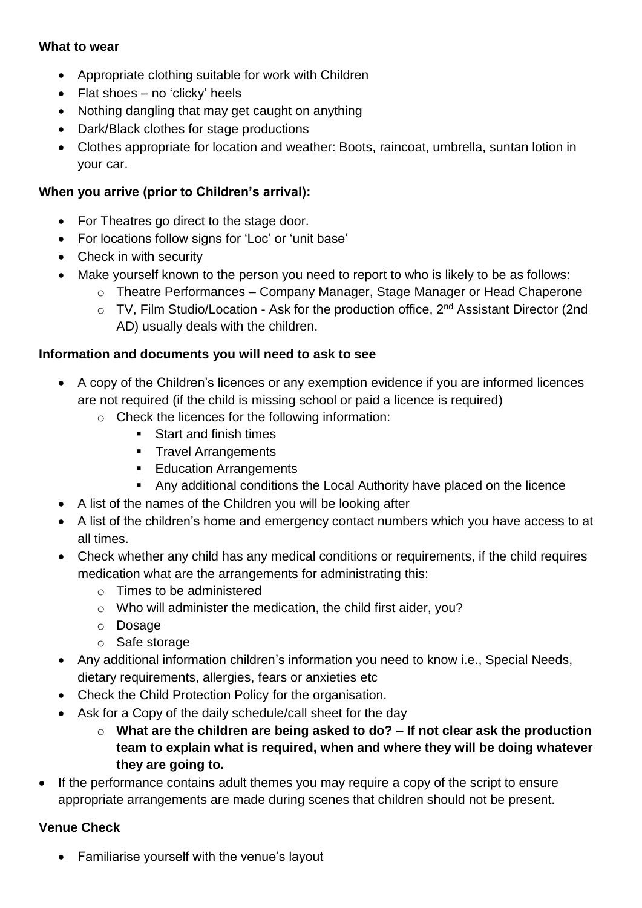**What to wear**

- Appropriate clothing suitable for work with Children
- Flat shoes – no 'clicky' heels
- Nothing dangling that may get caught on anything
- Dark/Black clothes for stage productions
- Clothes appropriate for location and weather: Boots, raincoat, umbrella, suntan lotion in your car.

**When you arrive (prior to Children's arrival):**

- For Theatres go direct to the stage door.
- For locations follow signs for 'Loc' or 'unit base'
- Check in with security
- Make yourself known to the person you need to report to who is likely to be as follows:
    - Theatre Performances – Company Manager, Stage Manager or Head Chaperone
    - TV, Film Studio/Location - Ask for the production office, 2nd Assistant Director (2nd AD) usually deals with the children.

**Information and documents you will need to ask to see**

- A copy of the Children's licences or any exemption evidence if you are informed licences are not required (if the child is missing school or paid a licence is required)
    - Check the licences for the following information:
        - Start and finish times
        - Travel Arrangements
        - Education Arrangements
        - Any additional conditions the Local Authority have placed on the licence
- A list of the names of the Children you will be looking after
- A list of the children's home and emergency contact numbers which you have access to at all times.
- Check whether any child has any medical conditions or requirements, if the child requires medication what are the arrangements for administrating this:
    - Times to be administered
    - Who will administer the medication, the child first aider, you?
    - Dosage
    - Safe storage
- Any additional information children's information you need to know i.e., Special Needs, dietary requirements, allergies, fears or anxieties etc
- Check the Child Protection Policy for the organisation.
- Ask for a Copy of the daily schedule/call sheet for the day
    - **What are the children are being asked to do? – If not clear ask the production team to explain what is required, when and where they will be doing whatever they are going to.**
- If the performance contains adult themes you may require a copy of the script to ensure appropriate arrangements are made during scenes that children should not be present.

**Venue Check**

- Familiarise yourself with the venue's layout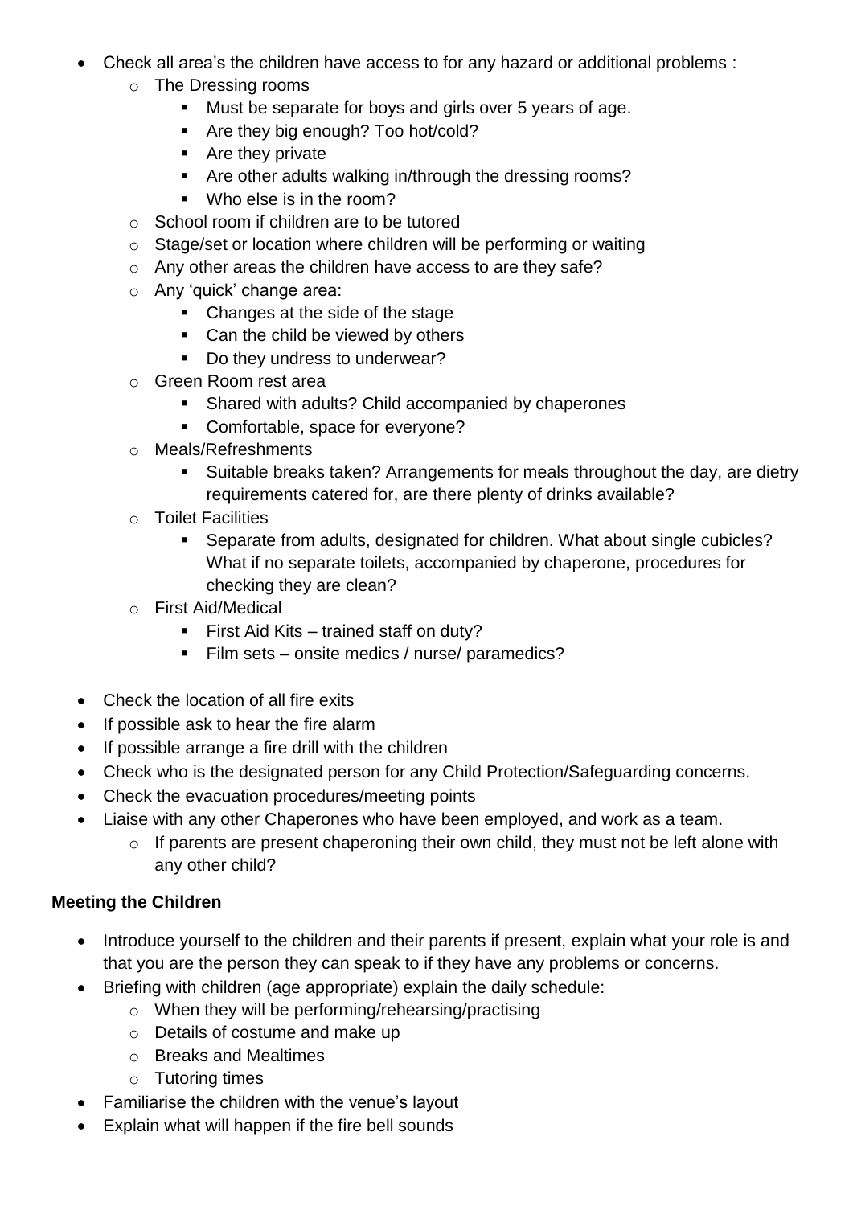- Check all area's the children have access to for any hazard or additional problems :
  - The Dressing rooms
    - Must be separate for boys and girls over 5 years of age.
    - Are they big enough? Too hot/cold?
    - Are they private
    - Are other adults walking in/through the dressing rooms?
    - Who else is in the room?
  - School room if children are to be tutored
  - Stage/set or location where children will be performing or waiting
  - Any other areas the children have access to are they safe?
  - Any 'quick' change area:
    - Changes at the side of the stage
    - Can the child be viewed by others
    - Do they undress to underwear?
  - Green Room rest area
    - Shared with adults? Child accompanied by chaperones
    - Comfortable, space for everyone?
  - Meals/Refreshments
    - Suitable breaks taken? Arrangements for meals throughout the day, are dietry requirements catered for, are there plenty of drinks available?
  - Toilet Facilities
    - Separate from adults, designated for children. What about single cubicles? What if no separate toilets, accompanied by chaperone, procedures for checking they are clean?
  - First Aid/Medical
    - First Aid Kits – trained staff on duty?
    - Film sets – onsite medics / nurse/ paramedics?
- Check the location of all fire exits
- If possible ask to hear the fire alarm
- If possible arrange a fire drill with the children
- Check who is the designated person for any Child Protection/Safeguarding concerns.
- Check the evacuation procedures/meeting points
- Liaise with any other Chaperones who have been employed, and work as a team.
  - If parents are present chaperoning their own child, they must not be left alone with any other child?

**Meeting the Children**

- Introduce yourself to the children and their parents if present, explain what your role is and that you are the person they can speak to if they have any problems or concerns.
- Briefing with children (age appropriate) explain the daily schedule:
  - When they will be performing/rehearsing/practising
  - Details of costume and make up
  - Breaks and Mealtimes
  - Tutoring times
- Familiarise the children with the venue's layout
- Explain what will happen if the fire bell sounds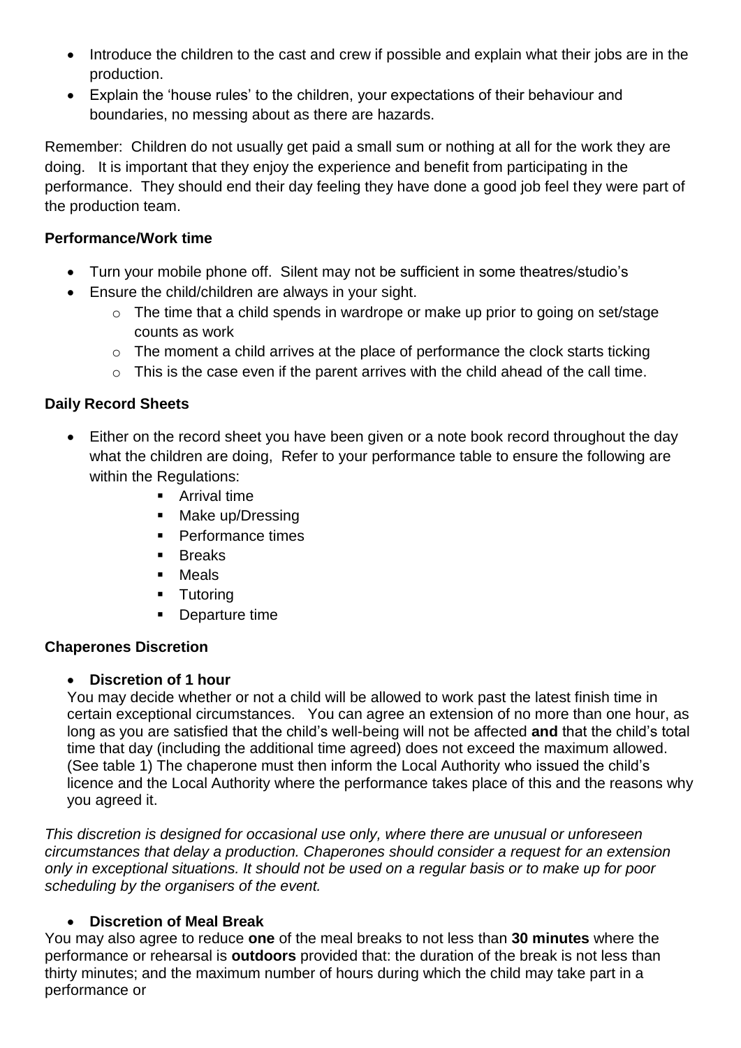- Introduce the children to the cast and crew if possible and explain what their jobs are in the production.
- Explain the 'house rules' to the children, your expectations of their behaviour and boundaries, no messing about as there are hazards.

Remember: Children do not usually get paid a small sum or nothing at all for the work they are doing. It is important that they enjoy the experience and benefit from participating in the performance. They should end their day feeling they have done a good job feel they were part of the production team.

**Performance/Work time**

- Turn your mobile phone off. Silent may not be sufficient in some theatres/studio's
- Ensure the child/children are always in your sight.
  - The time that a child spends in wardrope or make up prior to going on set/stage counts as work
  - The moment a child arrives at the place of performance the clock starts ticking
  - This is the case even if the parent arrives with the child ahead of the call time.

**Daily Record Sheets**

- Either on the record sheet you have been given or a note book record throughout the day what the children are doing, Refer to your performance table to ensure the following are within the Regulations:
  - Arrival time
  - Make up/Dressing
  - Performance times
  - Breaks
  - Meals
  - Tutoring
  - Departure time

**Chaperones Discretion**

- **Discretion of 1 hour**

You may decide whether or not a child will be allowed to work past the latest finish time in certain exceptional circumstances. You can agree an extension of no more than one hour, as long as you are satisfied that the child's well-being will not be affected **and** that the child's total time that day (including the additional time agreed) does not exceed the maximum allowed. (See table 1) The chaperone must then inform the Local Authority who issued the child's licence and the Local Authority where the performance takes place of this and the reasons why you agreed it.

*This discretion is designed for occasional use only, where there are unusual or unforeseen circumstances that delay a production. Chaperones should consider a request for an extension only in exceptional situations. It should not be used on a regular basis or to make up for poor scheduling by the organisers of the event.*

- **Discretion of Meal Break**

You may also agree to reduce **one** of the meal breaks to not less than **30 minutes** where the performance or rehearsal is **outdoors** provided that: the duration of the break is not less than thirty minutes; and the maximum number of hours during which the child may take part in a performance or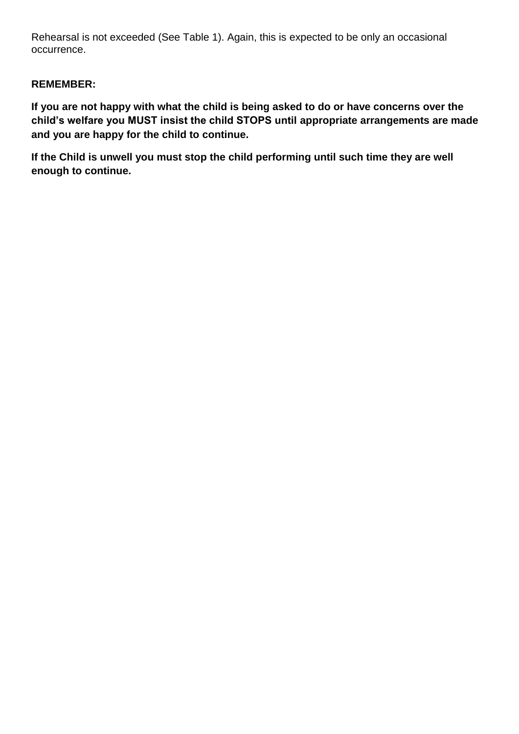Rehearsal is not exceeded (See Table 1). Again, this is expected to be only an occasional occurrence.

**REMEMBER:**

**If you are not happy with what the child is being asked to do or have concerns over the child's welfare you MUST insist the child STOPS until appropriate arrangements are made and you are happy for the child to continue.**

**If the Child is unwell you must stop the child performing until such time they are well enough to continue.**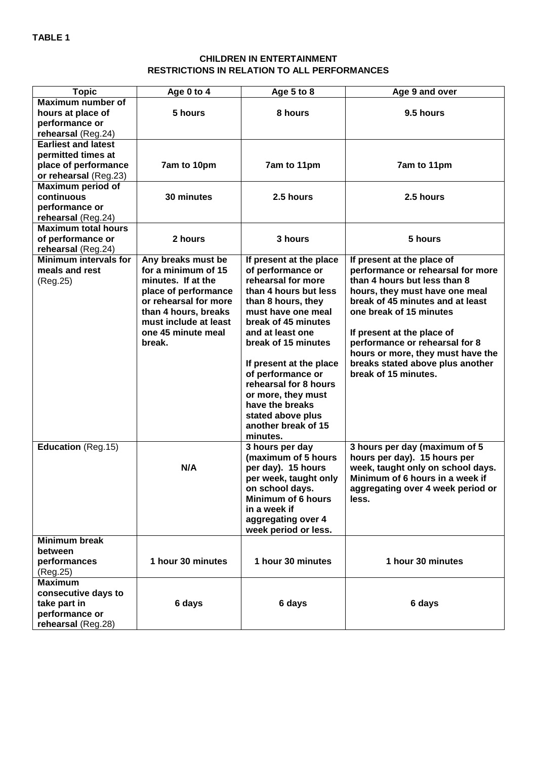**TABLE 1**

**CHILDREN IN ENTERTAINMENT**
**RESTRICTIONS IN RELATION TO ALL PERFORMANCES**

| Topic | Age 0 to 4 | Age 5 to 8 | Age 9 and over |
|---|---|---|---|
| **Maximum number of hours at place of performance or rehearsal** (Reg.24) | **5 hours** | **8 hours** | **9.5 hours** |
| **Earliest and latest permitted times at place of performance or rehearsal** (Reg.23) | **7am to 10pm** | **7am to 11pm** | **7am to 11pm** |
| **Maximum period of continuous performance or rehearsal** (Reg.24) | **30 minutes** | **2.5 hours** | **2.5 hours** |
| **Maximum total hours of performance or rehearsal** (Reg.24) | **2 hours** | **3 hours** | **5 hours** |
| **Minimum intervals for meals and rest** (Reg.25) | **Any breaks must be for a minimum of 15 minutes. If at the place of performance or rehearsal for more than 4 hours, breaks must include at least one 45 minute meal break.** | **If present at the place of performance or rehearsal for more than 4 hours but less than 8 hours, they must have one meal break of 45 minutes and at least one break of 15 minutes**<br><br>**If present at the place of performance or rehearsal for 8 hours or more, they must have the breaks stated above plus another break of 15 minutes.** | **If present at the place of performance or rehearsal for more than 4 hours but less than 8 hours, they must have one meal break of 45 minutes and at least one break of 15 minutes**<br><br>**If present at the place of performance or rehearsal for 8 hours or more, they must have the breaks stated above plus another break of 15 minutes.** |
| **Education** (Reg.15) | **N/A** | **3 hours per day (maximum of 5 hours per day). 15 hours per week, taught only on school days. Minimum of 6 hours in a week if aggregating over 4 week period or less.** | **3 hours per day (maximum of 5 hours per day). 15 hours per week, taught only on school days. Minimum of 6 hours in a week if aggregating over 4 week period or less.** |
| **Minimum break between performances** (Reg.25) | **1 hour 30 minutes** | **1 hour 30 minutes** | **1 hour 30 minutes** |
| **Maximum consecutive days to take part in performance or rehearsal** (Reg.28) | **6 days** | **6 days** | **6 days** |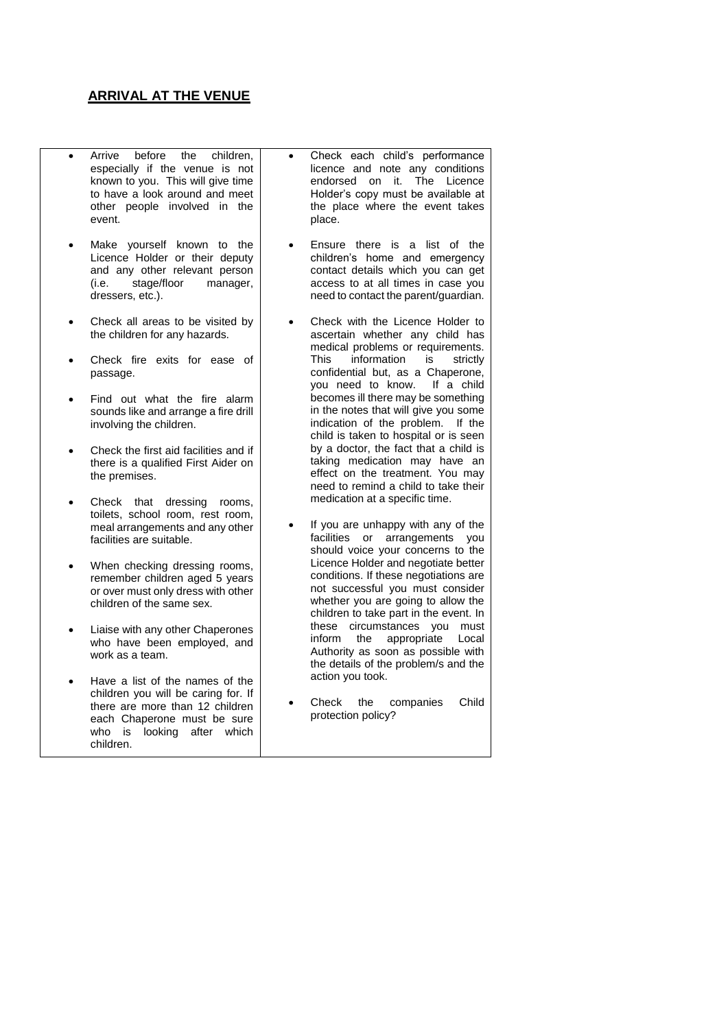## ARRIVAL AT THE VENUE

- Arrive before the children, especially if the venue is not known to you. This will give time to have a look around and meet other people involved in the event.
- Make yourself known to the Licence Holder or their deputy and any other relevant person (i.e. stage/floor manager, dressers, etc.).
- Check all areas to be visited by the children for any hazards.
- Check fire exits for ease of passage.
- Find out what the fire alarm sounds like and arrange a fire drill involving the children.
- Check the first aid facilities and if there is a qualified First Aider on the premises.
- Check that dressing rooms, toilets, school room, rest room, meal arrangements and any other facilities are suitable.
- When checking dressing rooms, remember children aged 5 years or over must only dress with other children of the same sex.
- Liaise with any other Chaperones who have been employed, and work as a team.
- Have a list of the names of the children you will be caring for. If there are more than 12 children each Chaperone must be sure who is looking after which children.
- Check each child's performance licence and note any conditions endorsed on it. The Licence Holder's copy must be available at the place where the event takes place.
- Ensure there is a list of the children's home and emergency contact details which you can get access to at all times in case you need to contact the parent/guardian.
- Check with the Licence Holder to ascertain whether any child has medical problems or requirements. This information is strictly confidential but, as a Chaperone, you need to know. If a child becomes ill there may be something in the notes that will give you some indication of the problem. If the child is taken to hospital or is seen by a doctor, the fact that a child is taking medication may have an effect on the treatment. You may need to remind a child to take their medication at a specific time.
- If you are unhappy with any of the facilities or arrangements you should voice your concerns to the Licence Holder and negotiate better conditions. If these negotiations are not successful you must consider whether you are going to allow the children to take part in the event. In these circumstances you must inform the appropriate Local Authority as soon as possible with the details of the problem/s and the action you took.
- Check the companies Child protection policy?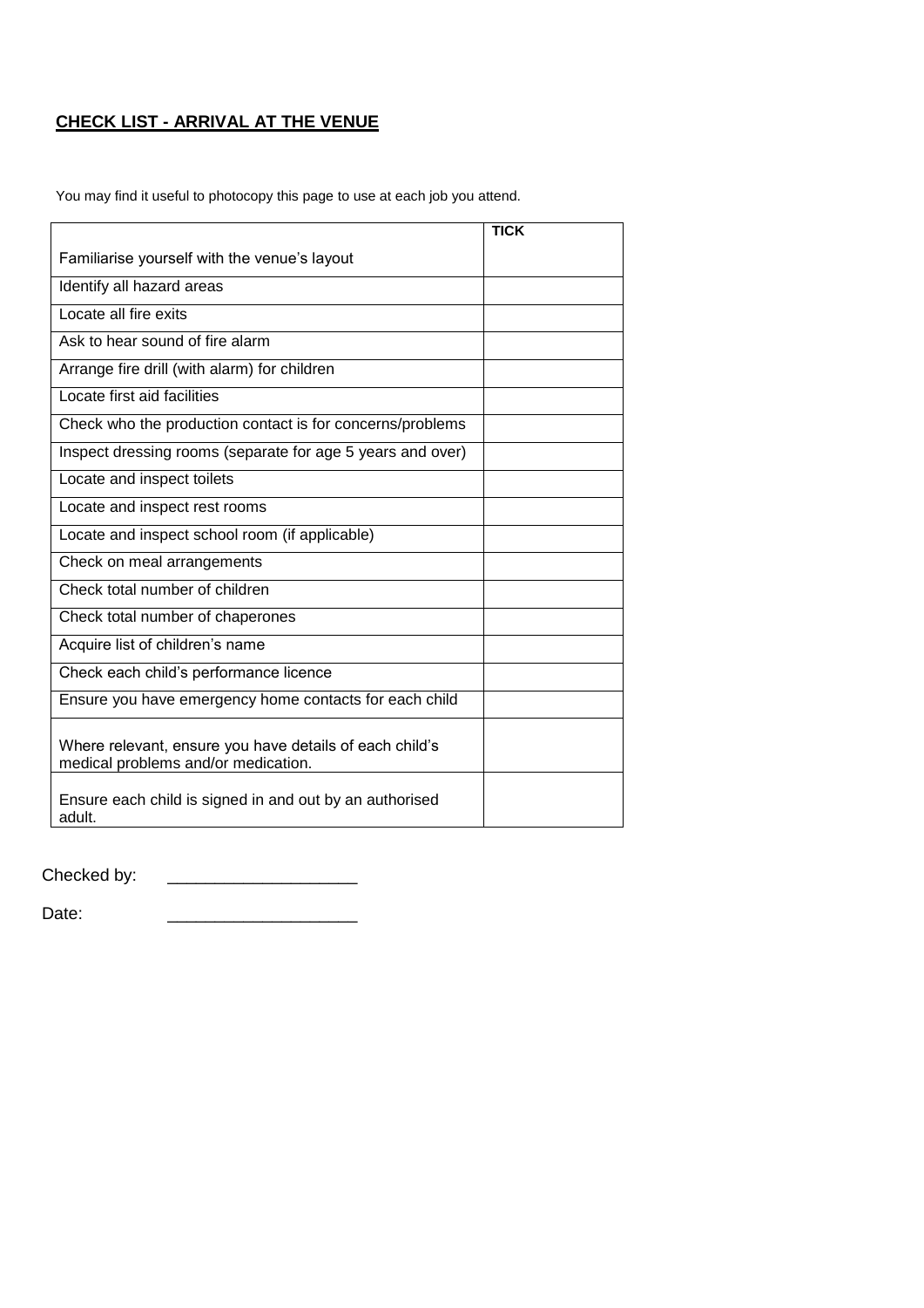## CHECK LIST - ARRIVAL AT THE VENUE

You may find it useful to photocopy this page to use at each job you attend.

| | TICK |
|---|---|
| Familiarise yourself with the venue's layout | |
| Identify all hazard areas | |
| Locate all fire exits | |
| Ask to hear sound of fire alarm | |
| Arrange fire drill (with alarm) for children | |
| Locate first aid facilities | |
| Check who the production contact is for concerns/problems | |
| Inspect dressing rooms (separate for age 5 years and over) | |
| Locate and inspect toilets | |
| Locate and inspect rest rooms | |
| Locate and inspect school room (if applicable) | |
| Check on meal arrangements | |
| Check total number of children | |
| Check total number of chaperones | |
| Acquire list of children's name | |
| Check each child's performance licence | |
| Ensure you have emergency home contacts for each child | |
| Where relevant, ensure you have details of each child's medical problems and/or medication. | |
| Ensure each child is signed in and out by an authorised adult. | |

Checked by: ____________________

Date: ____________________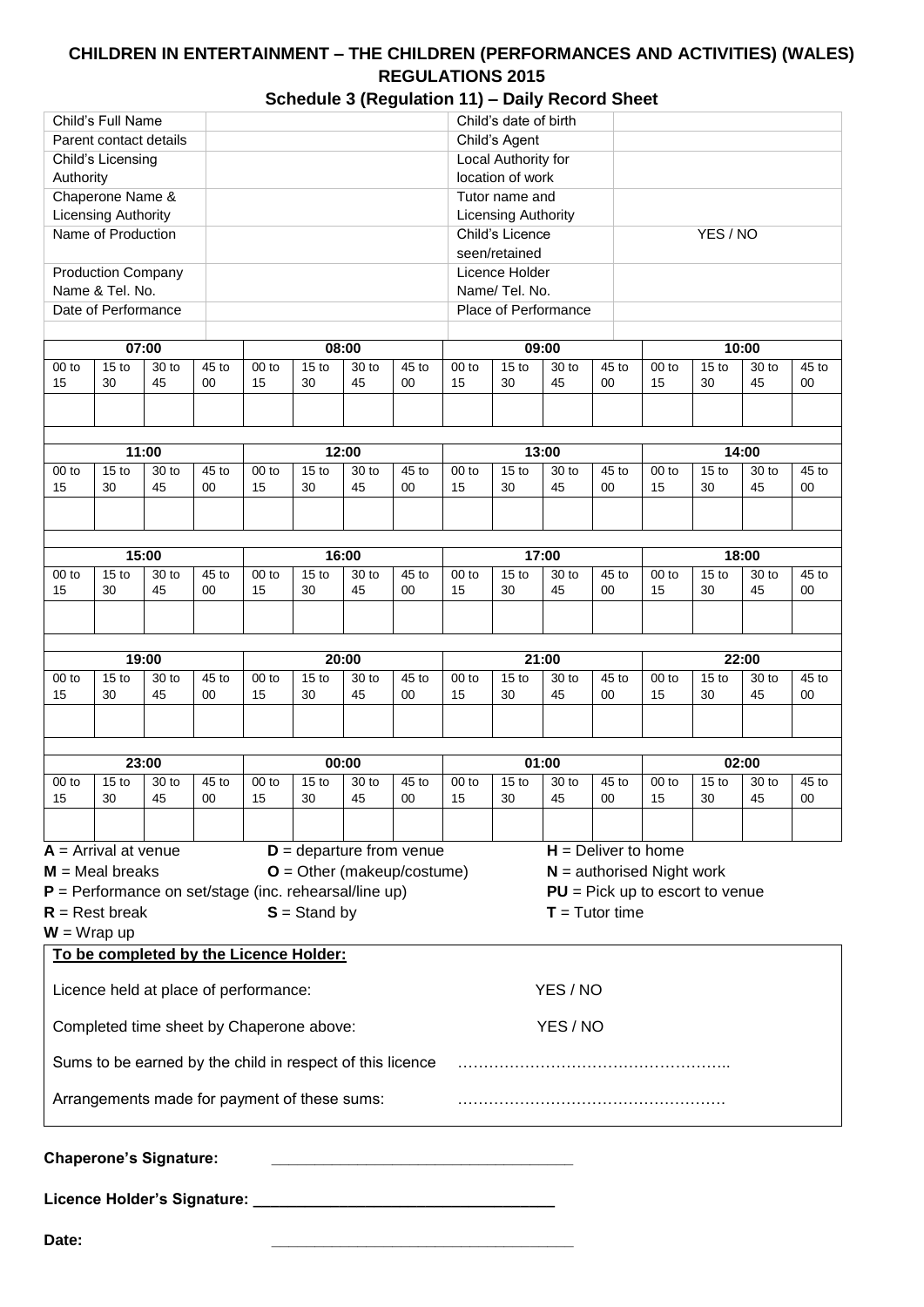# CHILDREN IN ENTERTAINMENT – THE CHILDREN (PERFORMANCES AND ACTIVITIES) (WALES) REGULATIONS 2015

## Schedule 3 (Regulation 11) – Daily Record Sheet

| | | | |
|---|---|---|---|
| Child's Full Name | | Child's date of birth | |
| Parent contact details | | Child's Agent | |
| Child's Licensing Authority | | Local Authority for location of work | |
| Chaperone Name & Licensing Authority | | Tutor name and Licensing Authority | |
| Name of Production | | Child's Licence seen/retained | YES / NO |
| Production Company Name & Tel. No. | | Licence Holder Name/ Tel. No. | |
| Date of Performance | | Place of Performance | |

| 07:00 | | | | 08:00 | | | | 09:00 | | | | 10:00 | | | |
|---|---|---|---|---|---|---|---|---|---|---|---|---|---|---|---|
| 00 to 15 | 15 to 30 | 30 to 45 | 45 to 00 | 00 to 15 | 15 to 30 | 30 to 45 | 45 to 00 | 00 to 15 | 15 to 30 | 30 to 45 | 45 to 00 | 00 to 15 | 15 to 30 | 30 to 45 | 45 to 00 |
| | | | | | | | | | | | | | | | |

| 11:00 | | | | 12:00 | | | | 13:00 | | | | 14:00 | | | |
|---|---|---|---|---|---|---|---|---|---|---|---|---|---|---|---|
| 00 to 15 | 15 to 30 | 30 to 45 | 45 to 00 | 00 to 15 | 15 to 30 | 30 to 45 | 45 to 00 | 00 to 15 | 15 to 30 | 30 to 45 | 45 to 00 | 00 to 15 | 15 to 30 | 30 to 45 | 45 to 00 |
| | | | | | | | | | | | | | | | |

| 15:00 | | | | 16:00 | | | | 17:00 | | | | 18:00 | | | |
|---|---|---|---|---|---|---|---|---|---|---|---|---|---|---|---|
| 00 to 15 | 15 to 30 | 30 to 45 | 45 to 00 | 00 to 15 | 15 to 30 | 30 to 45 | 45 to 00 | 00 to 15 | 15 to 30 | 30 to 45 | 45 to 00 | 00 to 15 | 15 to 30 | 30 to 45 | 45 to 00 |
| | | | | | | | | | | | | | | | |

| 19:00 | | | | 20:00 | | | | 21:00 | | | | 22:00 | | | |
|---|---|---|---|---|---|---|---|---|---|---|---|---|---|---|---|
| 00 to 15 | 15 to 30 | 30 to 45 | 45 to 00 | 00 to 15 | 15 to 30 | 30 to 45 | 45 to 00 | 00 to 15 | 15 to 30 | 30 to 45 | 45 to 00 | 00 to 15 | 15 to 30 | 30 to 45 | 45 to 00 |
| | | | | | | | | | | | | | | | |

| 23:00 | | | | 00:00 | | | | 01:00 | | | | 02:00 | | | |
|---|---|---|---|---|---|---|---|---|---|---|---|---|---|---|---|
| 00 to 15 | 15 to 30 | 30 to 45 | 45 to 00 | 00 to 15 | 15 to 30 | 30 to 45 | 45 to 00 | 00 to 15 | 15 to 30 | 30 to 45 | 45 to 00 | 00 to 15 | 15 to 30 | 30 to 45 | 45 to 00 |
| | | | | | | | | | | | | | | | |

**A** = Arrival at venue
**D** = departure from venue
**H** = Deliver to home
**M** = Meal breaks
**O** = Other (makeup/costume)
**N** = authorised Night work
**P** = Performance on set/stage (inc. rehearsal/line up)
**PU** = Pick up to escort to venue
**R** = Rest break
**S** = Stand by
**T** = Tutor time
**W** = Wrap up

**To be completed by the Licence Holder:**

Licence held at place of performance: YES / NO

Completed time sheet by Chaperone above: YES / NO

Sums to be earned by the child in respect of this licence ……………………………………………..

Arrangements made for payment of these sums: …………………………………………….

**Chaperone's Signature:** ___________________________________

**Licence Holder's Signature:** ___________________________________

**Date:** ___________________________________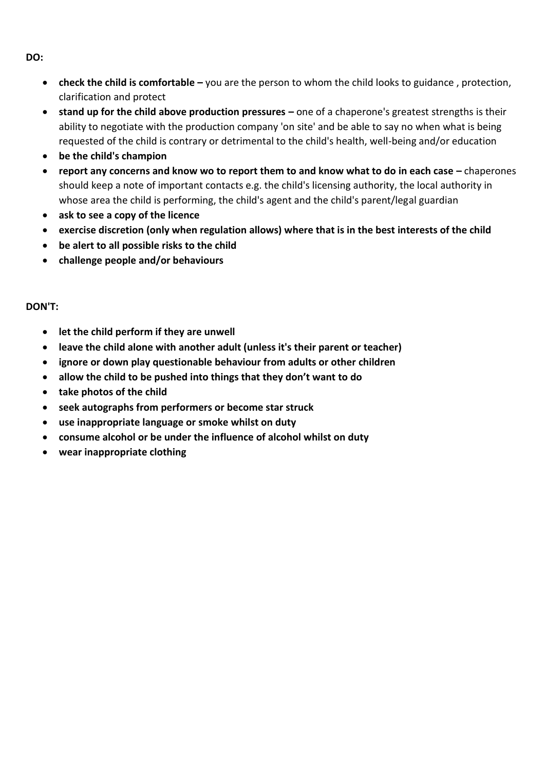**DO:**

- **check the child is comfortable –** you are the person to whom the child looks to guidance , protection, clarification and protect
- **stand up for the child above production pressures –** one of a chaperone's greatest strengths is their ability to negotiate with the production company 'on site' and be able to say no when what is being requested of the child is contrary or detrimental to the child's health, well-being and/or education
- **be the child's champion**
- **report any concerns and know wo to report them to and know what to do in each case –** chaperones should keep a note of important contacts e.g. the child's licensing authority, the local authority in whose area the child is performing, the child's agent and the child's parent/legal guardian
- **ask to see a copy of the licence**
- **exercise discretion (only when regulation allows) where that is in the best interests of the child**
- **be alert to all possible risks to the child**
- **challenge people and/or behaviours**

**DON'T:**

- **let the child perform if they are unwell**
- **leave the child alone with another adult (unless it's their parent or teacher)**
- **ignore or down play questionable behaviour from adults or other children**
- **allow the child to be pushed into things that they don't want to do**
- **take photos of the child**
- **seek autographs from performers or become star struck**
- **use inappropriate language or smoke whilst on duty**
- **consume alcohol or be under the influence of alcohol whilst on duty**
- **wear inappropriate clothing**